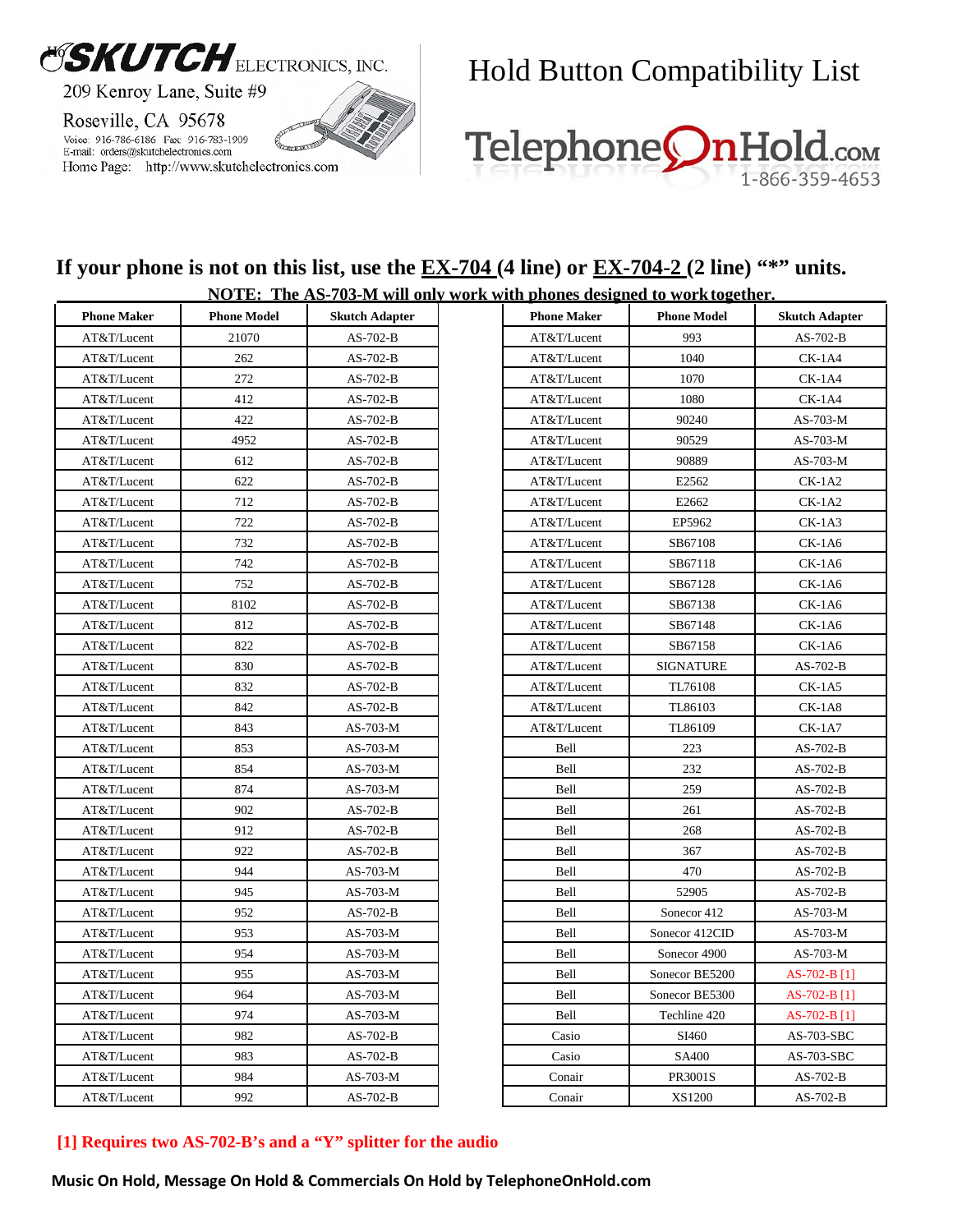SKUTCH ELECTRONICS, INC.
209 Kenroy Lane, Suite #9
Roseville, CA 95678
Voice: 916-786-6186 Fax: 916-783-1909
E-mail: orders@skutchelectronics.com
Home Page: http://www.skutchelectronics.com

# Hold Button Compatibility List

TelephoneOnHold.com
1-866-359-4653

## If your phone is not on this list, use the EX-704 (4 line) or EX-704-2 (2 line) "*" units.

**NOTE: The AS-703-M will only work with phones designed to work together.**

| Phone Maker | Phone Model | Skutch Adapter |
|---|---|---|
| AT&T/Lucent | 21070 | AS-702-B |
| AT&T/Lucent | 262 | AS-702-B |
| AT&T/Lucent | 272 | AS-702-B |
| AT&T/Lucent | 412 | AS-702-B |
| AT&T/Lucent | 422 | AS-702-B |
| AT&T/Lucent | 4952 | AS-702-B |
| AT&T/Lucent | 612 | AS-702-B |
| AT&T/Lucent | 622 | AS-702-B |
| AT&T/Lucent | 712 | AS-702-B |
| AT&T/Lucent | 722 | AS-702-B |
| AT&T/Lucent | 732 | AS-702-B |
| AT&T/Lucent | 742 | AS-702-B |
| AT&T/Lucent | 752 | AS-702-B |
| AT&T/Lucent | 8102 | AS-702-B |
| AT&T/Lucent | 812 | AS-702-B |
| AT&T/Lucent | 822 | AS-702-B |
| AT&T/Lucent | 830 | AS-702-B |
| AT&T/Lucent | 832 | AS-702-B |
| AT&T/Lucent | 842 | AS-702-B |
| AT&T/Lucent | 843 | AS-703-M |
| AT&T/Lucent | 853 | AS-703-M |
| AT&T/Lucent | 854 | AS-703-M |
| AT&T/Lucent | 874 | AS-703-M |
| AT&T/Lucent | 902 | AS-702-B |
| AT&T/Lucent | 912 | AS-702-B |
| AT&T/Lucent | 922 | AS-702-B |
| AT&T/Lucent | 944 | AS-703-M |
| AT&T/Lucent | 945 | AS-703-M |
| AT&T/Lucent | 952 | AS-702-B |
| AT&T/Lucent | 953 | AS-703-M |
| AT&T/Lucent | 954 | AS-703-M |
| AT&T/Lucent | 955 | AS-703-M |
| AT&T/Lucent | 964 | AS-703-M |
| AT&T/Lucent | 974 | AS-703-M |
| AT&T/Lucent | 982 | AS-702-B |
| AT&T/Lucent | 983 | AS-702-B |
| AT&T/Lucent | 984 | AS-703-M |
| AT&T/Lucent | 992 | AS-702-B |
| AT&T/Lucent | 993 | AS-702-B |
| AT&T/Lucent | 1040 | CK-1A4 |
| AT&T/Lucent | 1070 | CK-1A4 |
| AT&T/Lucent | 1080 | CK-1A4 |
| AT&T/Lucent | 90240 | AS-703-M |
| AT&T/Lucent | 90529 | AS-703-M |
| AT&T/Lucent | 90889 | AS-703-M |
| AT&T/Lucent | E2562 | CK-1A2 |
| AT&T/Lucent | E2662 | CK-1A2 |
| AT&T/Lucent | EP5962 | CK-1A3 |
| AT&T/Lucent | SB67108 | CK-1A6 |
| AT&T/Lucent | SB67118 | CK-1A6 |
| AT&T/Lucent | SB67128 | CK-1A6 |
| AT&T/Lucent | SB67138 | CK-1A6 |
| AT&T/Lucent | SB67148 | CK-1A6 |
| AT&T/Lucent | SB67158 | CK-1A6 |
| AT&T/Lucent | SIGNATURE | AS-702-B |
| AT&T/Lucent | TL76108 | CK-1A5 |
| AT&T/Lucent | TL86103 | CK-1A8 |
| AT&T/Lucent | TL86109 | CK-1A7 |
| Bell | 223 | AS-702-B |
| Bell | 232 | AS-702-B |
| Bell | 259 | AS-702-B |
| Bell | 261 | AS-702-B |
| Bell | 268 | AS-702-B |
| Bell | 367 | AS-702-B |
| Bell | 470 | AS-702-B |
| Bell | 52905 | AS-702-B |
| Bell | Sonecor 412 | AS-703-M |
| Bell | Sonecor 412CID | AS-703-M |
| Bell | Sonecor 4900 | AS-703-M |
| Bell | Sonecor BE5200 | AS-702-B [1] |
| Bell | Sonecor BE5300 | AS-702-B [1] |
| Bell | Techline 420 | AS-702-B [1] |
| Casio | SI460 | AS-703-SBC |
| Casio | SA400 | AS-703-SBC |
| Conair | PR3001S | AS-702-B |
| Conair | XS1200 | AS-702-B |

**[1] Requires two AS-702-B's and a "Y" splitter for the audio**

**Music On Hold, Message On Hold & Commercials On Hold by TelephoneOnHold.com**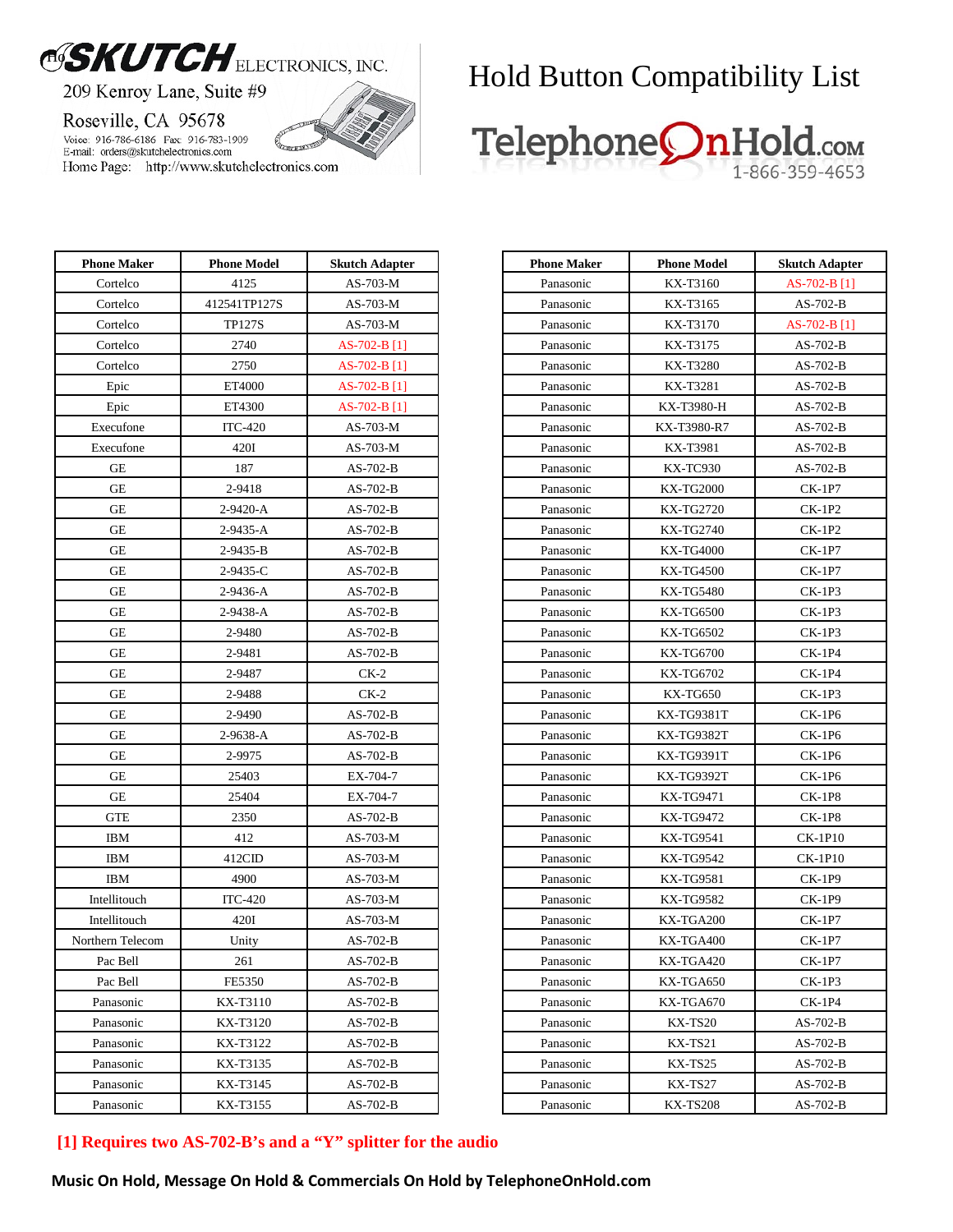SKUTCH ELECTRONICS, INC.
209 Kenroy Lane, Suite #9
Roseville, CA 95678
Voice: 916-786-6186 Fax: 916-783-1909
E-mail: orders@skutchelectronics.com
Home Page: http://www.skutchelectronics.com

# Hold Button Compatibility List

TelephoneOnHold.com
1-866-359-4653

| Phone Maker | Phone Model | Skutch Adapter |
|---|---|---|
| Cortelco | 4125 | AS-703-M |
| Cortelco | 412541TP127S | AS-703-M |
| Cortelco | TP127S | AS-703-M |
| Cortelco | 2740 | AS-702-B [1] |
| Cortelco | 2750 | AS-702-B [1] |
| Epic | ET4000 | AS-702-B [1] |
| Epic | ET4300 | AS-702-B [1] |
| Execufone | ITC-420 | AS-703-M |
| Execufone | 420I | AS-703-M |
| GE | 187 | AS-702-B |
| GE | 2-9418 | AS-702-B |
| GE | 2-9420-A | AS-702-B |
| GE | 2-9435-A | AS-702-B |
| GE | 2-9435-B | AS-702-B |
| GE | 2-9435-C | AS-702-B |
| GE | 2-9436-A | AS-702-B |
| GE | 2-9438-A | AS-702-B |
| GE | 2-9480 | AS-702-B |
| GE | 2-9481 | AS-702-B |
| GE | 2-9487 | CK-2 |
| GE | 2-9488 | CK-2 |
| GE | 2-9490 | AS-702-B |
| GE | 2-9638-A | AS-702-B |
| GE | 2-9975 | AS-702-B |
| GE | 25403 | EX-704-7 |
| GE | 25404 | EX-704-7 |
| GTE | 2350 | AS-702-B |
| IBM | 412 | AS-703-M |
| IBM | 412CID | AS-703-M |
| IBM | 4900 | AS-703-M |
| Intellitouch | ITC-420 | AS-703-M |
| Intellitouch | 420I | AS-703-M |
| Northern Telecom | Unity | AS-702-B |
| Pac Bell | 261 | AS-702-B |
| Pac Bell | FE5350 | AS-702-B |
| Panasonic | KX-T3110 | AS-702-B |
| Panasonic | KX-T3120 | AS-702-B |
| Panasonic | KX-T3122 | AS-702-B |
| Panasonic | KX-T3135 | AS-702-B |
| Panasonic | KX-T3145 | AS-702-B |
| Panasonic | KX-T3155 | AS-702-B |
| Panasonic | KX-T3160 | AS-702-B [1] |
| Panasonic | KX-T3165 | AS-702-B |
| Panasonic | KX-T3170 | AS-702-B [1] |
| Panasonic | KX-T3175 | AS-702-B |
| Panasonic | KX-T3280 | AS-702-B |
| Panasonic | KX-T3281 | AS-702-B |
| Panasonic | KX-T3980-H | AS-702-B |
| Panasonic | KX-T3980-R7 | AS-702-B |
| Panasonic | KX-T3981 | AS-702-B |
| Panasonic | KX-TC930 | AS-702-B |
| Panasonic | KX-TG2000 | CK-1P7 |
| Panasonic | KX-TG2720 | CK-1P2 |
| Panasonic | KX-TG2740 | CK-1P2 |
| Panasonic | KX-TG4000 | CK-1P7 |
| Panasonic | KX-TG4500 | CK-1P7 |
| Panasonic | KX-TG5480 | CK-1P3 |
| Panasonic | KX-TG6500 | CK-1P3 |
| Panasonic | KX-TG6502 | CK-1P3 |
| Panasonic | KX-TG6700 | CK-1P4 |
| Panasonic | KX-TG6702 | CK-1P4 |
| Panasonic | KX-TG650 | CK-1P3 |
| Panasonic | KX-TG9381T | CK-1P6 |
| Panasonic | KX-TG9382T | CK-1P6 |
| Panasonic | KX-TG9391T | CK-1P6 |
| Panasonic | KX-TG9392T | CK-1P6 |
| Panasonic | KX-TG9471 | CK-1P8 |
| Panasonic | KX-TG9472 | CK-1P8 |
| Panasonic | KX-TG9541 | CK-1P10 |
| Panasonic | KX-TG9542 | CK-1P10 |
| Panasonic | KX-TG9581 | CK-1P9 |
| Panasonic | KX-TG9582 | CK-1P9 |
| Panasonic | KX-TGA200 | CK-1P7 |
| Panasonic | KX-TGA400 | CK-1P7 |
| Panasonic | KX-TGA420 | CK-1P7 |
| Panasonic | KX-TGA650 | CK-1P3 |
| Panasonic | KX-TGA670 | CK-1P4 |
| Panasonic | KX-TS20 | AS-702-B |
| Panasonic | KX-TS21 | AS-702-B |
| Panasonic | KX-TS25 | AS-702-B |
| Panasonic | KX-TS27 | AS-702-B |
| Panasonic | KX-TS208 | AS-702-B |

**[1] Requires two AS-702-B's and a "Y" splitter for the audio**

**Music On Hold, Message On Hold & Commercials On Hold by TelephoneOnHold.com**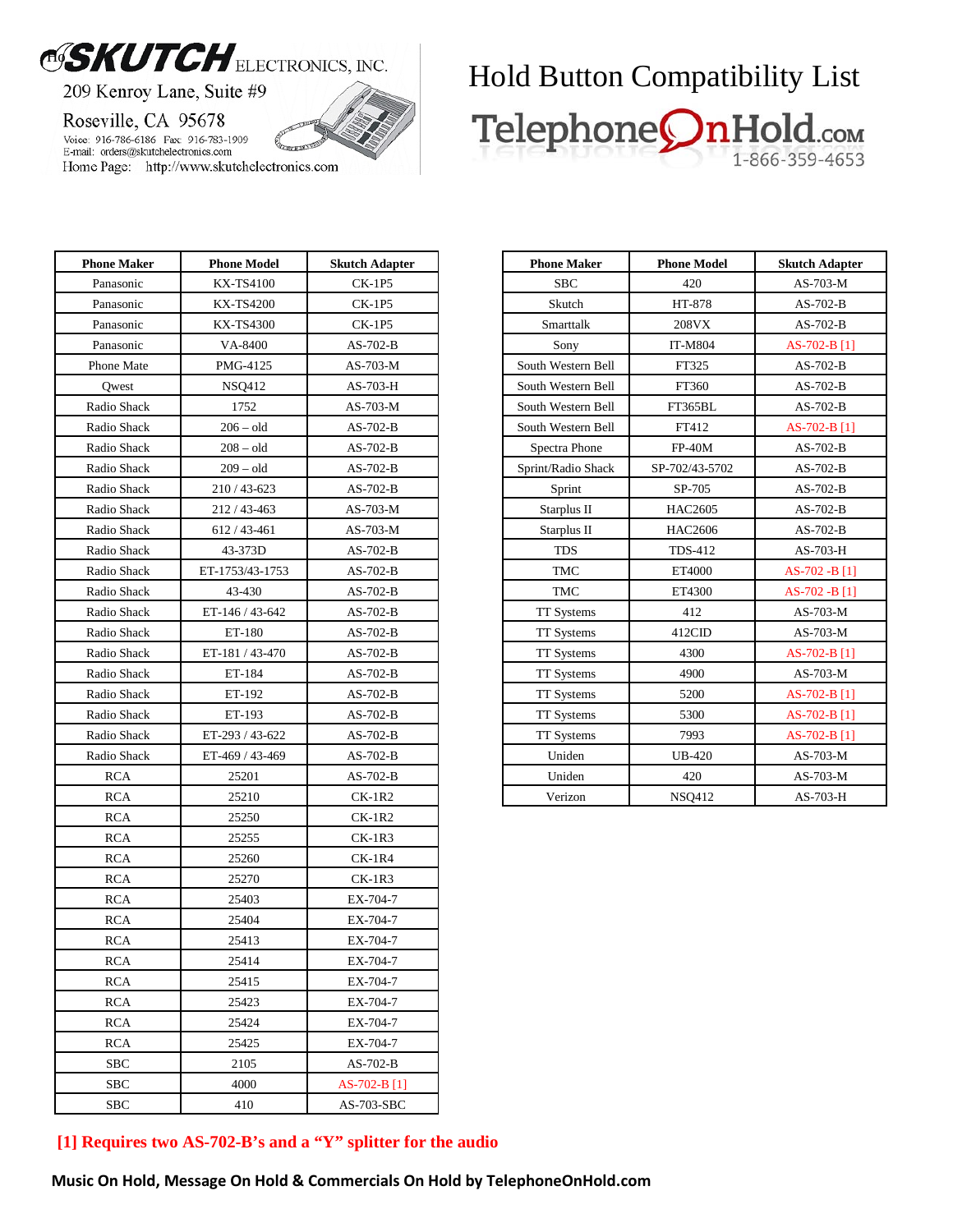**SKUTCH** ELECTRONICS, INC.
209 Kenroy Lane, Suite #9
Roseville, CA 95678
Voice: 916-786-6186 Fax: 916-783-1909
E-mail: orders@skutchelectronics.com
Home Page: http://www.skutchelectronics.com

# Hold Button Compatibility List

TelephoneOnHold.com
1-866-359-4653

| Phone Maker | Phone Model | Skutch Adapter |
|---|---|---|
| Panasonic | KX-TS4100 | CK-1P5 |
| Panasonic | KX-TS4200 | CK-1P5 |
| Panasonic | KX-TS4300 | CK-1P5 |
| Panasonic | VA-8400 | AS-702-B |
| Phone Mate | PMG-4125 | AS-703-M |
| Qwest | NSQ412 | AS-703-H |
| Radio Shack | 1752 | AS-703-M |
| Radio Shack | 206 – old | AS-702-B |
| Radio Shack | 208 – old | AS-702-B |
| Radio Shack | 209 – old | AS-702-B |
| Radio Shack | 210 / 43-623 | AS-702-B |
| Radio Shack | 212 / 43-463 | AS-703-M |
| Radio Shack | 612 / 43-461 | AS-703-M |
| Radio Shack | 43-373D | AS-702-B |
| Radio Shack | ET-1753/43-1753 | AS-702-B |
| Radio Shack | 43-430 | AS-702-B |
| Radio Shack | ET-146 / 43-642 | AS-702-B |
| Radio Shack | ET-180 | AS-702-B |
| Radio Shack | ET-181 / 43-470 | AS-702-B |
| Radio Shack | ET-184 | AS-702-B |
| Radio Shack | ET-192 | AS-702-B |
| Radio Shack | ET-193 | AS-702-B |
| Radio Shack | ET-293 / 43-622 | AS-702-B |
| Radio Shack | ET-469 / 43-469 | AS-702-B |
| RCA | 25201 | AS-702-B |
| RCA | 25210 | CK-1R2 |
| RCA | 25250 | CK-1R2 |
| RCA | 25255 | CK-1R3 |
| RCA | 25260 | CK-1R4 |
| RCA | 25270 | CK-1R3 |
| RCA | 25403 | EX-704-7 |
| RCA | 25404 | EX-704-7 |
| RCA | 25413 | EX-704-7 |
| RCA | 25414 | EX-704-7 |
| RCA | 25415 | EX-704-7 |
| RCA | 25423 | EX-704-7 |
| RCA | 25424 | EX-704-7 |
| RCA | 25425 | EX-704-7 |
| SBC | 2105 | AS-702-B |
| SBC | 4000 | AS-702-B [1] |
| SBC | 410 | AS-703-SBC |
| SBC | 420 | AS-703-M |
| Skutch | HT-878 | AS-702-B |
| Smarttalk | 208VX | AS-702-B |
| Sony | IT-M804 | AS-702-B [1] |
| South Western Bell | FT325 | AS-702-B |
| South Western Bell | FT360 | AS-702-B |
| South Western Bell | FT365BL | AS-702-B |
| South Western Bell | FT412 | AS-702-B [1] |
| Spectra Phone | FP-40M | AS-702-B |
| Sprint/Radio Shack | SP-702/43-5702 | AS-702-B |
| Sprint | SP-705 | AS-702-B |
| Starplus II | HAC2605 | AS-702-B |
| Starplus II | HAC2606 | AS-702-B |
| TDS | TDS-412 | AS-703-H |
| TMC | ET4000 | AS-702 -B [1] |
| TMC | ET4300 | AS-702 -B [1] |
| TT Systems | 412 | AS-703-M |
| TT Systems | 412CID | AS-703-M |
| TT Systems | 4300 | AS-702-B [1] |
| TT Systems | 4900 | AS-703-M |
| TT Systems | 5200 | AS-702-B [1] |
| TT Systems | 5300 | AS-702-B [1] |
| TT Systems | 7993 | AS-702-B [1] |
| Uniden | UB-420 | AS-703-M |
| Uniden | 420 | AS-703-M |
| Verizon | NSQ412 | AS-703-H |

**[1] Requires two AS-702-B's and a "Y" splitter for the audio**

**Music On Hold, Message On Hold & Commercials On Hold by TelephoneOnHold.com**